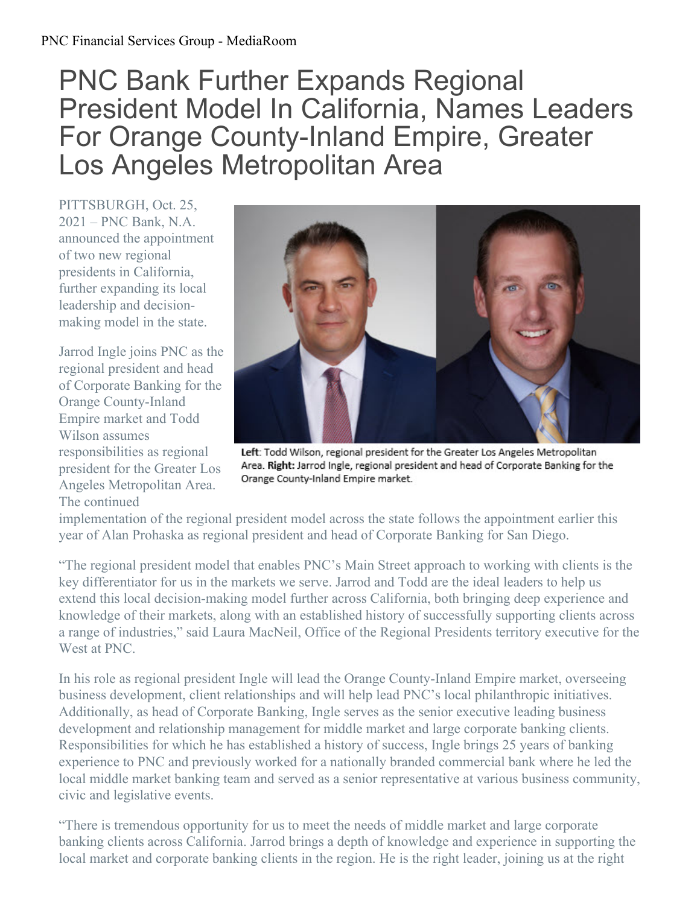# PNC Bank Further Expands Regional President Model In California, Names Leaders For Orange County-Inland Empire, Greater Los Angeles Metropolitan Area

PITTSBURGH, Oct. 25, 2021 – PNC Bank, N.A. announced the appointment of two new regional presidents in California, further expanding its local leadership and decision-making model in the state.

**Left**: Todd Wilson, regional president for the Greater Los Angeles Metropolitan Area. **Right:** Jarrod Ingle, regional president and head of Corporate Banking for the Orange County-Inland Empire market.

Jarrod Ingle joins PNC as the regional president and head of Corporate Banking for the Orange County-Inland Empire market and Todd Wilson assumes responsibilities as regional president for the Greater Los Angeles Metropolitan Area. The continued implementation of the regional president model across the state follows the appointment earlier this year of Alan Prohaska as regional president and head of Corporate Banking for San Diego.

"The regional president model that enables PNC's Main Street approach to working with clients is the key differentiator for us in the markets we serve. Jarrod and Todd are the ideal leaders to help us extend this local decision-making model further across California, both bringing deep experience and knowledge of their markets, along with an established history of successfully supporting clients across a range of industries," said Laura MacNeil, Office of the Regional Presidents territory executive for the West at PNC.

In his role as regional president Ingle will lead the Orange County-Inland Empire market, overseeing business development, client relationships and will help lead PNC's local philanthropic initiatives. Additionally, as head of Corporate Banking, Ingle serves as the senior executive leading business development and relationship management for middle market and large corporate banking clients. Responsibilities for which he has established a history of success, Ingle brings 25 years of banking experience to PNC and previously worked for a nationally branded commercial bank where he led the local middle market banking team and served as a senior representative at various business community, civic and legislative events.

"There is tremendous opportunity for us to meet the needs of middle market and large corporate banking clients across California. Jarrod brings a depth of knowledge and experience in supporting the local market and corporate banking clients in the region. He is the right leader, joining us at the right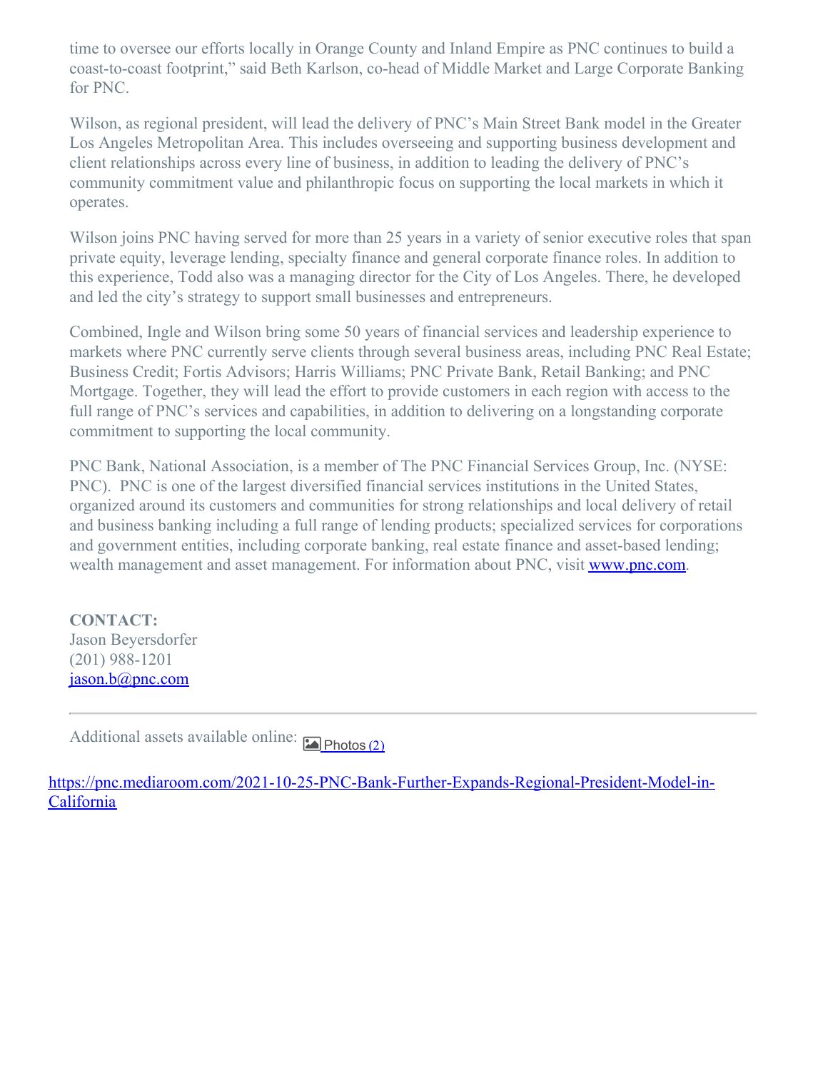time to oversee our efforts locally in Orange County and Inland Empire as PNC continues to build a coast-to-coast footprint," said Beth Karlson, co-head of Middle Market and Large Corporate Banking for PNC.

Wilson, as regional president, will lead the delivery of PNC's Main Street Bank model in the Greater Los Angeles Metropolitan Area. This includes overseeing and supporting business development and client relationships across every line of business, in addition to leading the delivery of PNC's community commitment value and philanthropic focus on supporting the local markets in which it operates.

Wilson joins PNC having served for more than 25 years in a variety of senior executive roles that span private equity, leverage lending, specialty finance and general corporate finance roles. In addition to this experience, Todd also was a managing director for the City of Los Angeles. There, he developed and led the city's strategy to support small businesses and entrepreneurs.

Combined, Ingle and Wilson bring some 50 years of financial services and leadership experience to markets where PNC currently serve clients through several business areas, including PNC Real Estate; Business Credit; Fortis Advisors; Harris Williams; PNC Private Bank, Retail Banking; and PNC Mortgage. Together, they will lead the effort to provide customers in each region with access to the full range of PNC's services and capabilities, in addition to delivering on a longstanding corporate commitment to supporting the local community.

PNC Bank, National Association, is a member of The PNC Financial Services Group, Inc. (NYSE: PNC). PNC is one of the largest diversified financial services institutions in the United States, organized around its customers and communities for strong relationships and local delivery of retail and business banking including a full range of lending products; specialized services for corporations and government entities, including corporate banking, real estate finance and asset-based lending; wealth management and asset management. For information about PNC, visit [www.pnc.com](http://www.pnc.com).

**CONTACT:**
Jason Beyersdorfer
(201) 988-1201
[jason.b@pnc.com](mailto:jason.b@pnc.com)

---

Additional assets available online: Photos (2)

[https://pnc.mediaroom.com/2021-10-25-PNC-Bank-Further-Expands-Regional-President-Model-in-California](https://pnc.mediaroom.com/2021-10-25-PNC-Bank-Further-Expands-Regional-President-Model-in-California)